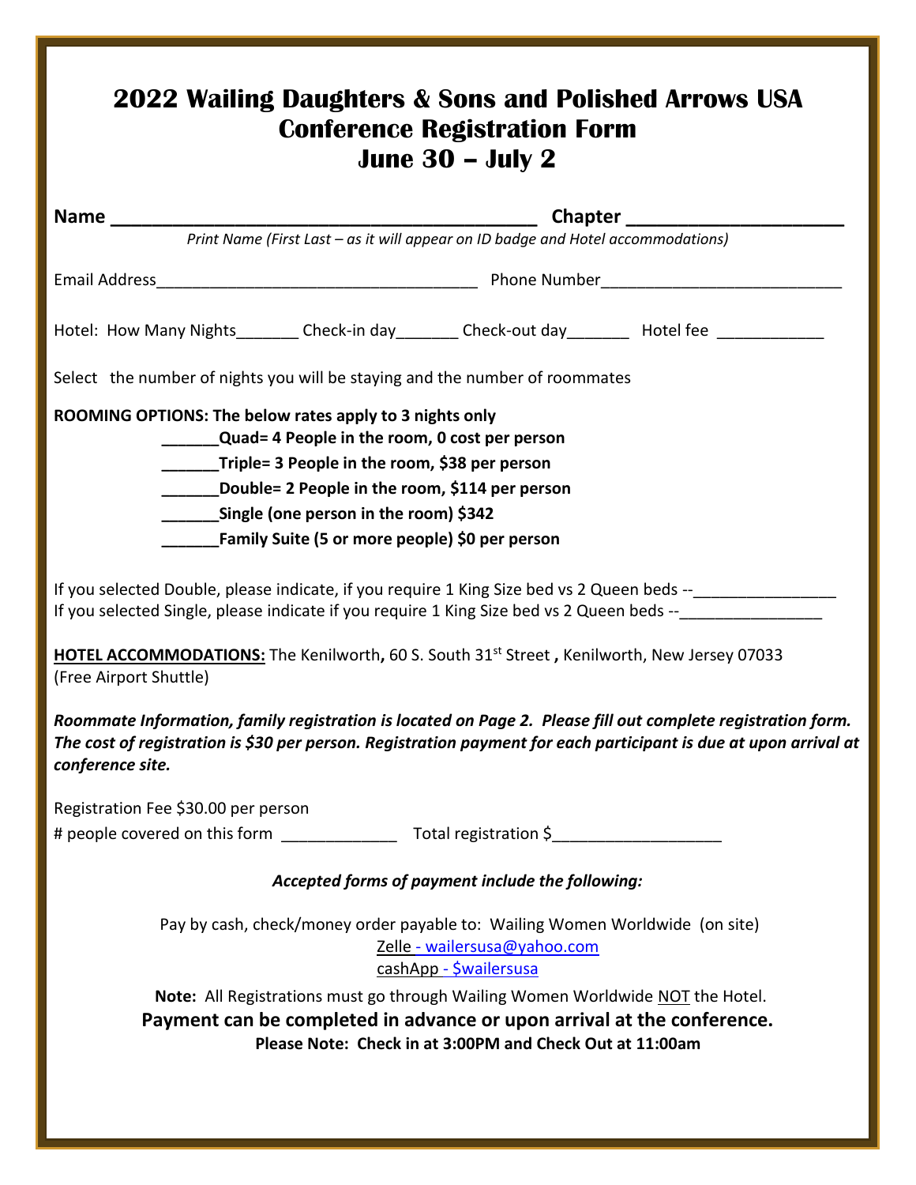# 2022 Wailing Daughters & Sons and Polished Arrows USA Conference Registration Form June 30 – July 2

**Name** ________________________________________ **Chapter** ____________________

*Print Name (First Last – as it will appear on ID badge and Hotel accommodations)*

Email Address___________________________________ Phone Number__________________________

Hotel: How Many Nights_______ Check-in day_______ Check-out day_______ Hotel fee ____________

Select the number of nights you will be staying and the number of roommates

**ROOMING OPTIONS: The below rates apply to 3 nights only**

- **______Quad= 4 People in the room, 0 cost per person**
- **______Triple= 3 People in the room, $38 per person**
- **______Double= 2 People in the room, $114 per person**
- **______Single (one person in the room) $342**
- **______Family Suite (5 or more people) $0 per person**

If you selected Double, please indicate, if you require 1 King Size bed vs 2 Queen beds --________________
If you selected Single, please indicate if you require 1 King Size bed vs 2 Queen beds --________________

**<u>HOTEL ACCOMMODATIONS:</u>** The Kenilworth**,** 60 S. South 31st Street **,** Kenilworth, New Jersey 07033 (Free Airport Shuttle)

***Roommate Information, family registration is located on Page 2. Please fill out complete registration form. The cost of registration is $30 per person. Registration payment for each participant is due at upon arrival at conference site.***

Registration Fee $30.00 per person

# people covered on this form _____________ Total registration $__________________

***Accepted forms of payment include the following:***

Pay by cash, check/money order payable to: Wailing Women Worldwide (on site)

Zelle - wailersusa@yahoo.com

cashApp - $wailersusa

**Note:** All Registrations must go through Wailing Women Worldwide <u>NOT</u> the Hotel.

**Payment can be completed in advance or upon arrival at the conference.**

**Please Note: Check in at 3:00PM and Check Out at 11:00am**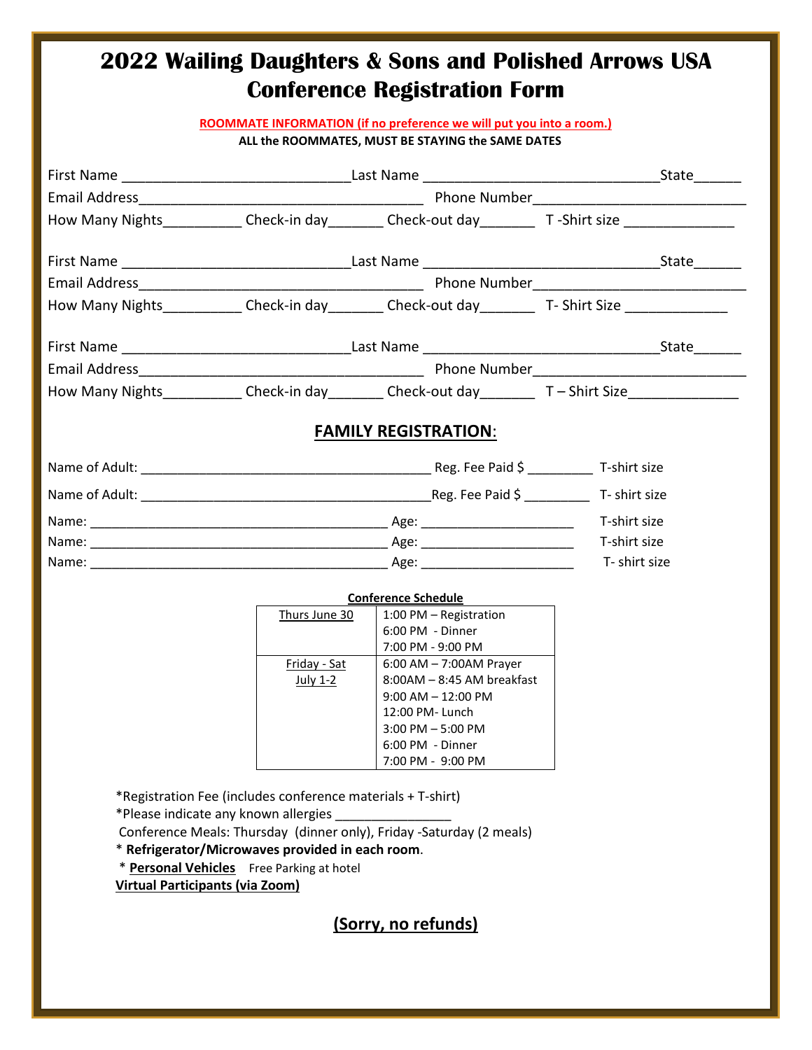# 2022 Wailing Daughters & Sons and Polished Arrows USA Conference Registration Form

**ROOMMATE INFORMATION (if no preference we will put you into a room.)**

**ALL the ROOMMATES, MUST BE STAYING the SAME DATES**

First Name ____________________________Last Name ____________________________State______

Email Address__________________________________ Phone Number___________________________

How Many Nights__________ Check-in day_______ Check-out day_______ T -Shirt size ______________

First Name ____________________________Last Name ____________________________State______

Email Address__________________________________ Phone Number___________________________

How Many Nights__________ Check-in day_______ Check-out day_______ T- Shirt Size _____________

First Name ____________________________Last Name ____________________________State______

Email Address__________________________________ Phone Number___________________________

How Many Nights__________ Check-in day_______ Check-out day_______ T – Shirt Size______________

## FAMILY REGISTRATION:

Name of Adult: ______________________________________ Reg. Fee Paid $ _________ T-shirt size

Name of Adult: ______________________________________Reg. Fee Paid $ _________ T- shirt size

Name: ______________________________________ Age: ____________________ T-shirt size

Name: ______________________________________ Age: ____________________ T-shirt size

Name: ______________________________________ Age: ____________________ T- shirt size

**Conference Schedule**

| | |
|---|---|
| Thurs June 30 | 1:00 PM – Registration<br>6:00 PM - Dinner<br>7:00 PM - 9:00 PM |
| Friday - Sat<br>July 1-2 | 6:00 AM – 7:00AM Prayer<br>8:00AM – 8:45 AM breakfast<br>9:00 AM – 12:00 PM<br>12:00 PM- Lunch<br>3:00 PM – 5:00 PM<br>6:00 PM - Dinner<br>7:00 PM - 9:00 PM |

*Registration Fee (includes conference materials + T-shirt)

*Please indicate any known allergies ________________

Conference Meals: Thursday (dinner only), Friday -Saturday (2 meals)

* **Refrigerator/Microwaves provided in each room**.

* **Personal Vehicles** Free Parking at hotel

**Virtual Participants (via Zoom)**

**(Sorry, no refunds)**